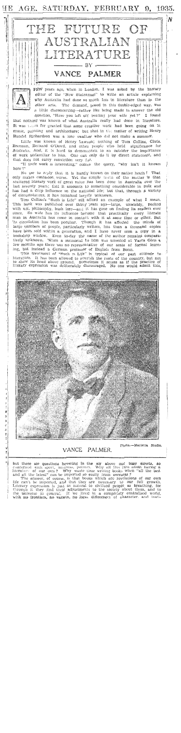# THE FUTURE OF AUSTRALIAN LITERATURE

BY

## VANCE PALMER

A FEW years ago, when in London, I was asked by the literary editor of the "New Statesman" to write an article explaining why Australia had done so much less in literature than in the other arts. The demand, posed in this double-edged way, was a little disconcerting—rather like being made to answer the old question, "Have you left off beating your wife yet?" I found that nothing was known of what Australia really had done in literature. It was taken for granted that some creative work had been going on in music, painting and architecture; but that in the matter of writing Henry Handel Richardson was a lone swallow who did not make a summer.

Little was known of Henry Lawson; nothing of Tom Collins, Chris. Brennan, Bernard O'Dowd, and other people who held significance for Australia. And, it is hard to demonstrate to an outsider the importance of work unfamiliar to him. One can only do it by direct statement, and that does not carry conviction very far.

"If their work is interesting," comes the query, "why isn't it known here?"

No use to reply that it is hardly known on their native heath! That only makes confusion worse. Yet the simple truth of the matter is that scattered literary work of great value has been done in Australia over the last seventy years; that it amounts to something considerable in bulk and has had a deep influence on the national life; but that, through a variety of circumstances, it has remained largely unknown.

Tom Collins's "Such is Life" will afford an example of what I mean. This book was published over thirty years ago—large, unwieldy, packed with wit, philosophy, bush lore—and it has gone on finding its readers ever since. So wide has its influence become that practically every literate man in Australia has come in contact with it at some time or other. But its circulation has been peculiar. Though it has affected the minds of large numbers of people, particularly writers, less than a thousand copies have been sold within a generation, and I have never seen a copy in a bookshop window. Even to-day the name of the author remains comparatively unknown. When a memorial to him was unveiled at Yarra Glen a few months ago there was no representative of our seats of formal learning, but instead a German professor of English from Bonn.

This treatment of "Such is Life" is typical of our past attitude to literature. It has been allowed to nourish the roots of the country, but not to show its head above ground. Sometimes it seems as if the practice of literary expression was deliberately discouraged. No one would admit this, but there are questions hovering in the air above our busy streets, so concerned with sport, business, politics. Why all this fuss about having a literature of our own? Why waste time writing books when "all the best and all the latest" can be imported so easily from overseas?

The answer, of course, is that books which are revelations of our own life can't be imported, and that they are necessary to our full growth. Literary expression is just as natural to civilised people as breathing, for through it they find their adjustments to the society about them, and to the universe in general. If we lived in a completely centralised world, with no frontiers, no variety, no local differences of character, and insti-

VANCE PALMER.

Photo.—Marietta Studio.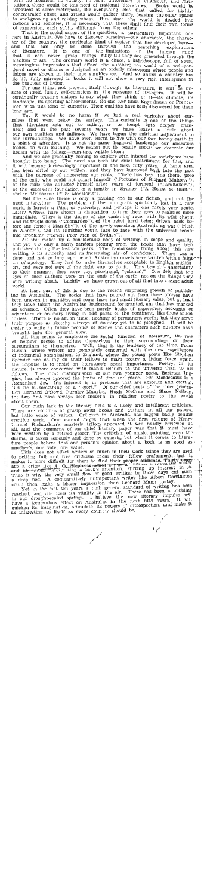tutions, there would be less need of national literatures. Books would be produced at some metropolis, like everything else that called for highly-concentrated effort, and artists would gather there, leaving the outer spaces to wool-growing and raising wheat. But since the world is divided into nations and societies, it is necessary that there shall find their own forms of expression, each subtly different from the others.

That is the social aspect of the question, a particularly important one here in Australia. We have to discover ourselves—our character, the character of the country, the particular kind of society that has developed here—and this can only be done through the searching explorations of literature. It is one of the limitations of the human mind that it can never grasp things fully till they are presented through the medium of art. The ordinary world is a chaos, a kaleidoscope, full of swirls, meaningless impressions that efface one another; the world of a well-pondered novel or drama is designed as an orderly microcosm where people and things are shown in their true significance. And so unless a country has its life fully mirrored in books it will not show a very rich intelligence in the business of living.

For one thing, not knowing itself through its literature, it will be unsure of itself, fussily self-conscious in the presence of strangers. It will be continually pressing visitors to say what they think of it—its climate, its landscape, its sporting achievements. No one ever finds Englishmen or Frenchmen with this kind of curiosity. Their qualities have been discovered for them long ago.

Yet it would be no harm if we had a real curiosity about ourselves that went below the surface. This curiosity is one of the things that literature sets out to satisfy, or to tempt into deeper channels; and in the past seventy years we have learnt a little about our own qualities and failings. We have begun the spiritual adjustment to our surroundings. We have even learnt to live with our own bonny earth in a spirit of affection. It is not the same haggard landscape our ancestors looked on with loathing. We search out its beauty spots; we decorate our houses with its foliage—gum-tips, wattle bloom.

And we are gradually coming to explore with interest the society we have brought into being. The novel has been the chief instrument for this, and it will become increasingly important in the next fifty years. A large area has been sifted by our writers, and they have burrowed back into the past with the purpose of uncovering our roots. There has been the theme poet of the exile who could not adjust himself ("Fortunes of Richard Mahony"), of the exile who adjusted himself after years of torment ("Landtakers"), of the successful foundation of a family in Sydney ("A House is Built"), and in Melbourne ("The Montforts").

But the exile theme is only a passing one in our fiction, and not the most interesting. The problem of the immigrant spiritually lost in a new world is largely a thing of yesterday, and perhaps it was rarely very acute. Lately writers have shown a disposition to turn their eyes to realities more immediate. There is the theme of the vanishing race, with its wild charm and its tragic doom ("Coonardoo"), of the rebel herd being driven back before the fence ("Man-Shy"), of the newly-conscious Australia at war ("Flesh in Armour"), and its thinking youth face to face with the universal economic problem ("Seven Poor Men of Sydney").

All this makes up a considerable body of writing, in scope and quality, and yet it is only a fairly random picking from the books that have been published during the last ten years. The remarkable thing about this new writing is its sincerity and its increasing air of confidence. There was a time, and not so long ago, when Australian novels were written with a faint air of apology. They had to make themselves acceptable to English publishers, and were not sure of the right way to do it. This brought uncertainty to their manner; they were coy, provincial, "colonial." One felt that the eyes of their authors were on the ends of the earth, not on the things they were writing about. Luckily we have grown out of all that into a more adult world.

At least part of this is due to the recent surprising growth of publishing in Australia. The books that have poured out from these presses have been uneven in quantity, and some have had small literary value, but at least they have taken the Australian background for granted, and that has marked an advance. Often they have been pretty books of experience, accounts of adventure or ordinary living in odd parts of the continent, like those of Ion Idriess. There is no art in these, nothing of permanent worth; but they serve their purpose as sketchy surveys of country yet to be ploughed. It will be easier to write in future because of scenes and characters such authors have brought into the general view.

All this seems to emphasise the social function of literature, its role of helping people to adjust themselves to their surroundings or their surroundings to themselves. Well, that is the tendency of the time. From Russia, where writers are completely concerned with the new experiences of industrial organisation, to England, where the young poets like Stephen Spender are calling on their fellows to make poetry a living force again, the impulse is to insist on literature's social importance. Poetry, in its nature, is more concerned with man's relation to the universe than to his fellows. The most distinguished of our own younger poets, Bertram Higgins, has always ignored the limits of time and place. His Mordecaius is a Romanised Jew; his interest is in problems that are absolute and eternal. But he is something of a "sport." Of our chief poets of the older generation Bernard O'Dowd, Furnley Maurice, Hugh McCrae and Shaw Neilson, the two first have always been modern in relating poetry to the world about them.

Our main lack in the literary field is a lively and intelligent criticism. There are columns of gossip about books and authors in all our papers, but little sense of values. Criticism in Australia has lagged badly behind creative work. One cannot forget that when the first volume of Henry Handel Richardson's masterly trilogy appeared it was hardly reviewed at all, and the comment of our chief literary paper was that it must have been written by a retired grocer. The criticism of music, painting, even the drama, is taken seriously and done by experts, but when it comes to literature people believe that one person's opinion about a book is as good as another's, one vote, one value.

This does not affect writers so much in their work (since they are used to getting full and free criticism from their fellow craftsmen), but it makes it more difficult for them to find their proper audience. Thirty years ago a critic like A. G. Stephens could act as a link between the writer and his public, interpreting a book's intention, stirring up interest in it. That is why the very small flow of good writing in those days cut such a deep bed. A comparatively unimportant writer like Albert Dorrington could then make a bigger impression than Leonard Mann to-day.

Yet in the last ten years a high general level of writing has been reached, and one feels its vitality in the air. There has been a bubbling in our drought-sealed springs. I believe the new literary impulse will have a tremendous effect on Australia in the next fifty years. It will quicken its imagination, stimulate its powers of introspection, and make it as interesting to itself as every country should be.